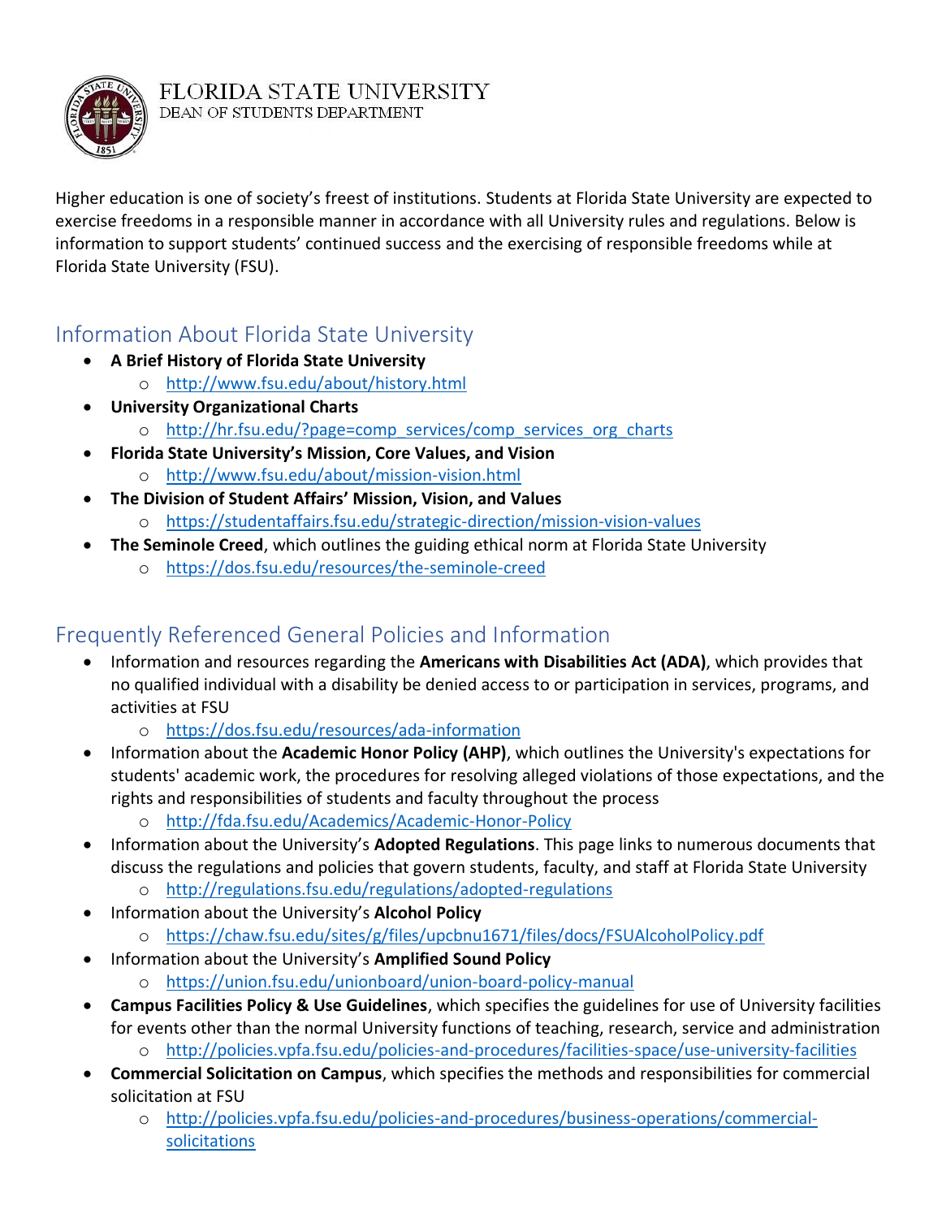FLORIDA STATE UNIVERSITY
DEAN OF STUDENTS DEPARTMENT

Higher education is one of society's freest of institutions. Students at Florida State University are expected to exercise freedoms in a responsible manner in accordance with all University rules and regulations. Below is information to support students' continued success and the exercising of responsible freedoms while at Florida State University (FSU).

## Information About Florida State University

- **A Brief History of Florida State University**
  - http://www.fsu.edu/about/history.html
- **University Organizational Charts**
  - http://hr.fsu.edu/?page=comp_services/comp_services_org_charts
- **Florida State University's Mission, Core Values, and Vision**
  - http://www.fsu.edu/about/mission-vision.html
- **The Division of Student Affairs' Mission, Vision, and Values**
  - https://studentaffairs.fsu.edu/strategic-direction/mission-vision-values
- **The Seminole Creed**, which outlines the guiding ethical norm at Florida State University
  - https://dos.fsu.edu/resources/the-seminole-creed

## Frequently Referenced General Policies and Information

- Information and resources regarding the **Americans with Disabilities Act (ADA)**, which provides that no qualified individual with a disability be denied access to or participation in services, programs, and activities at FSU
  - https://dos.fsu.edu/resources/ada-information
- Information about the **Academic Honor Policy (AHP)**, which outlines the University's expectations for students' academic work, the procedures for resolving alleged violations of those expectations, and the rights and responsibilities of students and faculty throughout the process
  - http://fda.fsu.edu/Academics/Academic-Honor-Policy
- Information about the University's **Adopted Regulations**. This page links to numerous documents that discuss the regulations and policies that govern students, faculty, and staff at Florida State University
  - http://regulations.fsu.edu/regulations/adopted-regulations
- Information about the University's **Alcohol Policy**
  - https://chaw.fsu.edu/sites/g/files/upcbnu1671/files/docs/FSUAlcoholPolicy.pdf
- Information about the University's **Amplified Sound Policy**
  - https://union.fsu.edu/unionboard/union-board-policy-manual
- **Campus Facilities Policy & Use Guidelines**, which specifies the guidelines for use of University facilities for events other than the normal University functions of teaching, research, service and administration
  - http://policies.vpfa.fsu.edu/policies-and-procedures/facilities-space/use-university-facilities
- **Commercial Solicitation on Campus**, which specifies the methods and responsibilities for commercial solicitation at FSU
  - http://policies.vpfa.fsu.edu/policies-and-procedures/business-operations/commercial-solicitations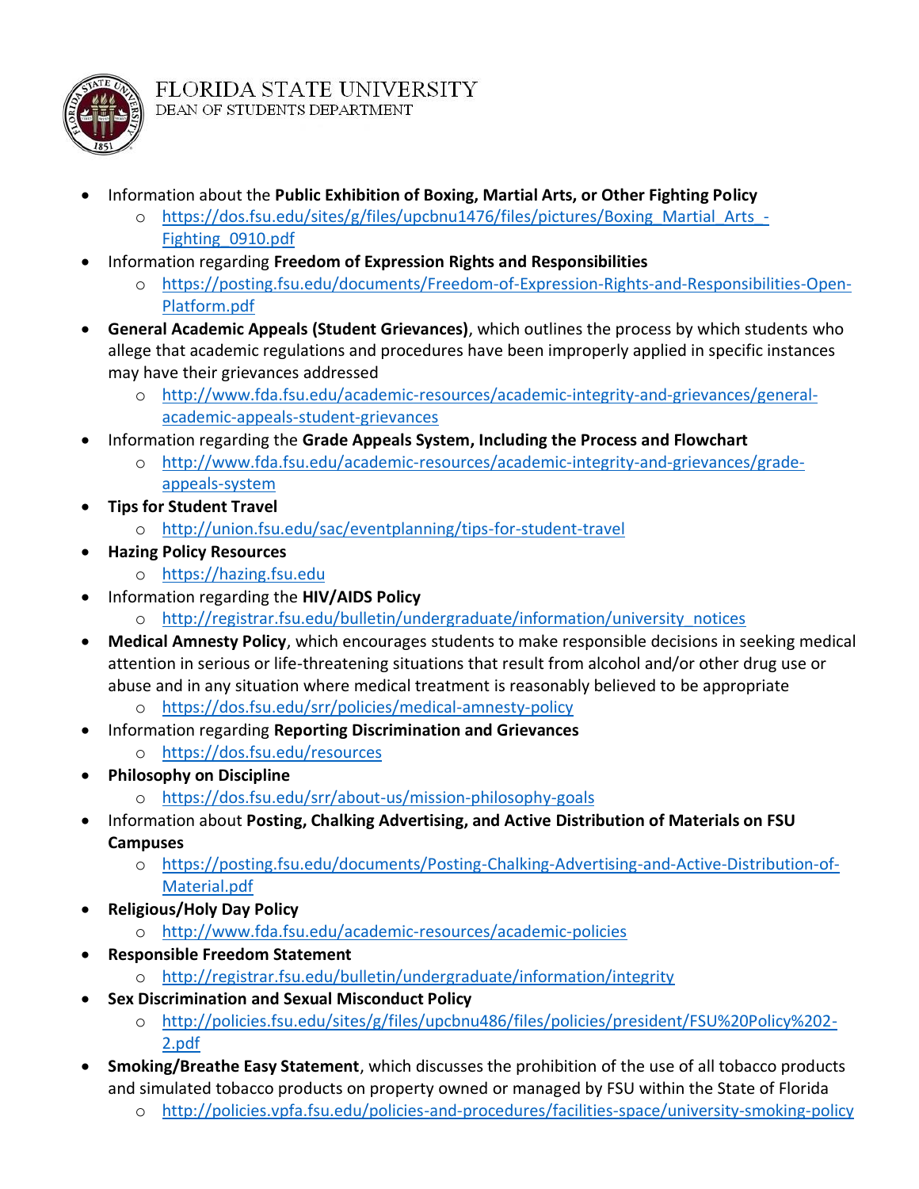- Information about the **Public Exhibition of Boxing, Martial Arts, or Other Fighting Policy**
  - https://dos.fsu.edu/sites/g/files/upcbnu1476/files/pictures/Boxing_Martial_Arts_-Fighting_0910.pdf
- Information regarding **Freedom of Expression Rights and Responsibilities**
  - https://posting.fsu.edu/documents/Freedom-of-Expression-Rights-and-Responsibilities-Open-Platform.pdf
- **General Academic Appeals (Student Grievances)**, which outlines the process by which students who allege that academic regulations and procedures have been improperly applied in specific instances may have their grievances addressed
  - http://www.fda.fsu.edu/academic-resources/academic-integrity-and-grievances/general-academic-appeals-student-grievances
- Information regarding the **Grade Appeals System, Including the Process and Flowchart**
  - http://www.fda.fsu.edu/academic-resources/academic-integrity-and-grievances/grade-appeals-system
- **Tips for Student Travel**
  - http://union.fsu.edu/sac/eventplanning/tips-for-student-travel
- **Hazing Policy Resources**
  - https://hazing.fsu.edu
- Information regarding the **HIV/AIDS Policy**
  - http://registrar.fsu.edu/bulletin/undergraduate/information/university_notices
- **Medical Amnesty Policy**, which encourages students to make responsible decisions in seeking medical attention in serious or life-threatening situations that result from alcohol and/or other drug use or abuse and in any situation where medical treatment is reasonably believed to be appropriate
  - https://dos.fsu.edu/srr/policies/medical-amnesty-policy
- Information regarding **Reporting Discrimination and Grievances**
  - https://dos.fsu.edu/resources
- **Philosophy on Discipline**
  - https://dos.fsu.edu/srr/about-us/mission-philosophy-goals
- Information about **Posting, Chalking Advertising, and Active Distribution of Materials on FSU Campuses**
  - https://posting.fsu.edu/documents/Posting-Chalking-Advertising-and-Active-Distribution-of-Material.pdf
- **Religious/Holy Day Policy**
  - http://www.fda.fsu.edu/academic-resources/academic-policies
- **Responsible Freedom Statement**
  - http://registrar.fsu.edu/bulletin/undergraduate/information/integrity
- **Sex Discrimination and Sexual Misconduct Policy**
  - http://policies.fsu.edu/sites/g/files/upcbnu486/files/policies/president/FSU%20Policy%202-2.pdf
- **Smoking/Breathe Easy Statement**, which discusses the prohibition of the use of all tobacco products and simulated tobacco products on property owned or managed by FSU within the State of Florida
  - http://policies.vpfa.fsu.edu/policies-and-procedures/facilities-space/university-smoking-policy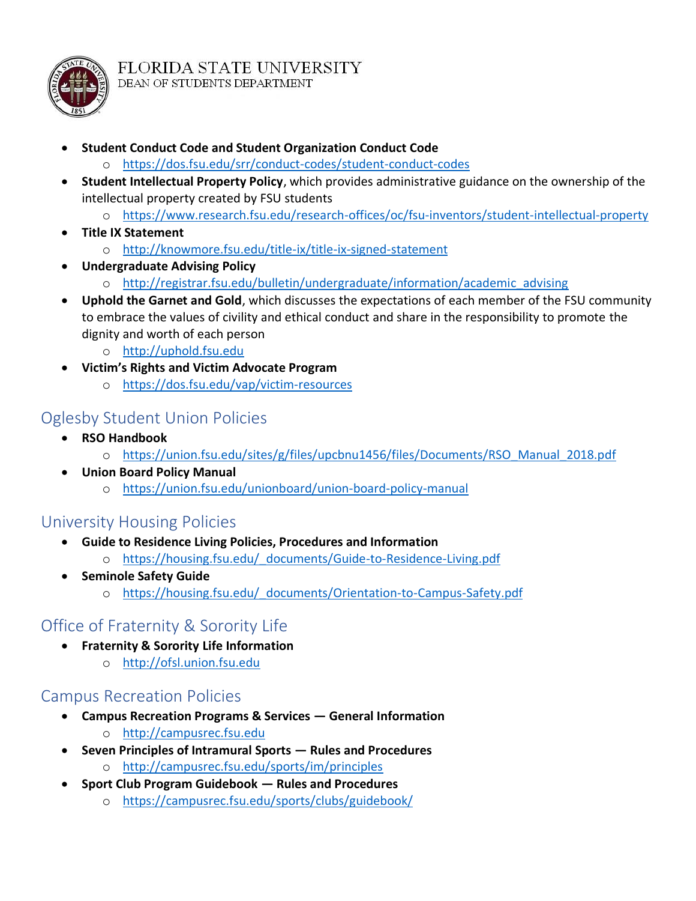FLORIDA STATE UNIVERSITY
DEAN OF STUDENTS DEPARTMENT

- **Student Conduct Code and Student Organization Conduct Code**
  - https://dos.fsu.edu/srr/conduct-codes/student-conduct-codes
- **Student Intellectual Property Policy**, which provides administrative guidance on the ownership of the intellectual property created by FSU students
  - https://www.research.fsu.edu/research-offices/oc/fsu-inventors/student-intellectual-property
- **Title IX Statement**
  - http://knowmore.fsu.edu/title-ix/title-ix-signed-statement
- **Undergraduate Advising Policy**
  - http://registrar.fsu.edu/bulletin/undergraduate/information/academic_advising
- **Uphold the Garnet and Gold**, which discusses the expectations of each member of the FSU community to embrace the values of civility and ethical conduct and share in the responsibility to promote the dignity and worth of each person
  - http://uphold.fsu.edu
- **Victim's Rights and Victim Advocate Program**
  - https://dos.fsu.edu/vap/victim-resources

## Oglesby Student Union Policies

- **RSO Handbook**
  - https://union.fsu.edu/sites/g/files/upcbnu1456/files/Documents/RSO_Manual_2018.pdf
- **Union Board Policy Manual**
  - https://union.fsu.edu/unionboard/union-board-policy-manual

## University Housing Policies

- **Guide to Residence Living Policies, Procedures and Information**
  - https://housing.fsu.edu/_documents/Guide-to-Residence-Living.pdf
- **Seminole Safety Guide**
  - https://housing.fsu.edu/_documents/Orientation-to-Campus-Safety.pdf

## Office of Fraternity & Sorority Life

- **Fraternity & Sorority Life Information**
  - http://ofsl.union.fsu.edu

## Campus Recreation Policies

- **Campus Recreation Programs & Services — General Information**
  - http://campusrec.fsu.edu
- **Seven Principles of Intramural Sports — Rules and Procedures**
  - http://campusrec.fsu.edu/sports/im/principles
- **Sport Club Program Guidebook — Rules and Procedures**
  - https://campusrec.fsu.edu/sports/clubs/guidebook/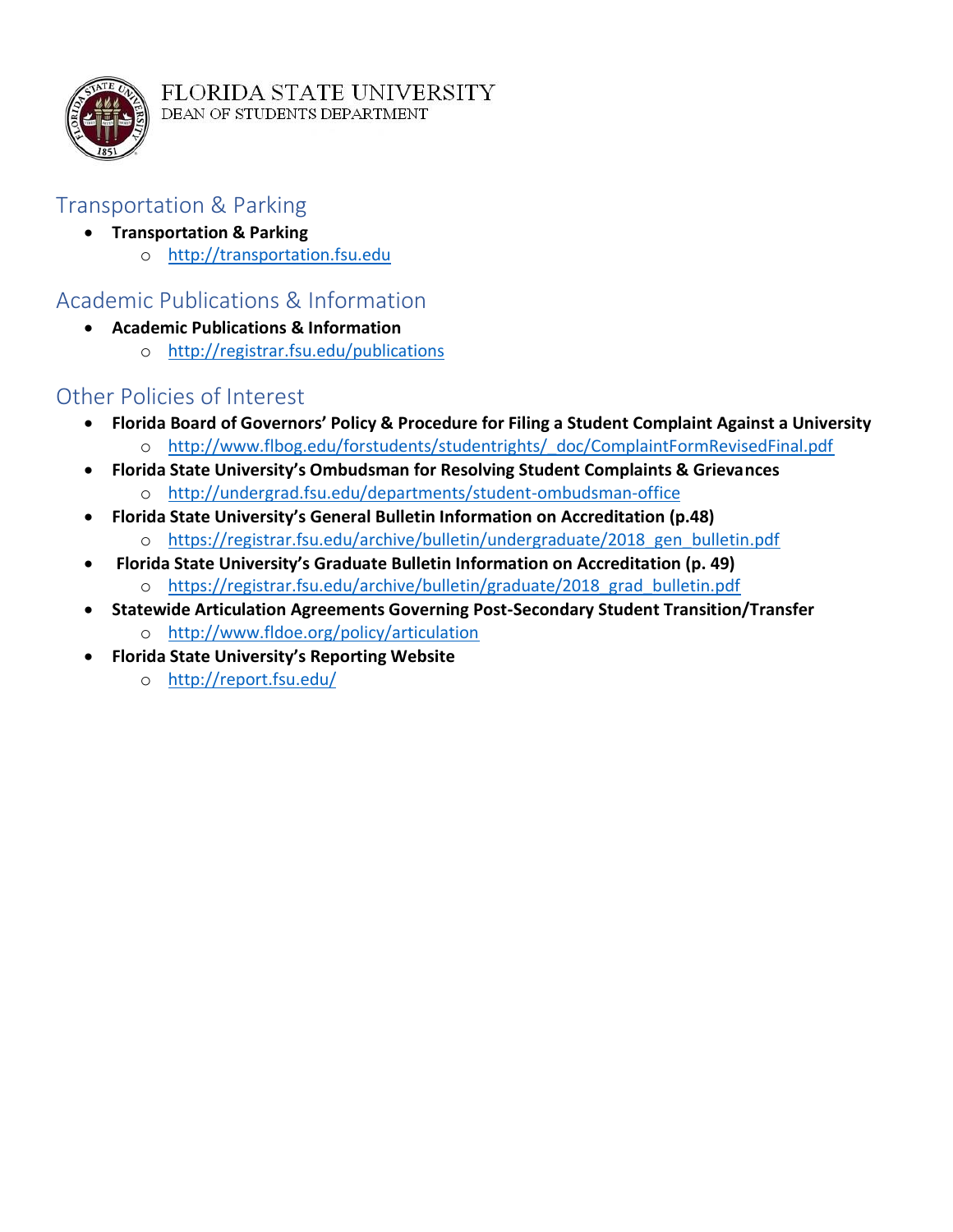FLORIDA STATE UNIVERSITY
DEAN OF STUDENTS DEPARTMENT

## Transportation & Parking

- **Transportation & Parking**
  - http://transportation.fsu.edu

## Academic Publications & Information

- **Academic Publications & Information**
  - http://registrar.fsu.edu/publications

## Other Policies of Interest

- **Florida Board of Governors' Policy & Procedure for Filing a Student Complaint Against a University**
  - http://www.flbog.edu/forstudents/studentrights/_doc/ComplaintFormRevisedFinal.pdf
- **Florida State University's Ombudsman for Resolving Student Complaints & Grievances**
  - http://undergrad.fsu.edu/departments/student-ombudsman-office
- **Florida State University's General Bulletin Information on Accreditation (p.48)**
  - https://registrar.fsu.edu/archive/bulletin/undergraduate/2018_gen_bulletin.pdf
- **Florida State University's Graduate Bulletin Information on Accreditation (p. 49)**
  - https://registrar.fsu.edu/archive/bulletin/graduate/2018_grad_bulletin.pdf
- **Statewide Articulation Agreements Governing Post-Secondary Student Transition/Transfer**
  - http://www.fldoe.org/policy/articulation
- **Florida State University's Reporting Website**
  - http://report.fsu.edu/